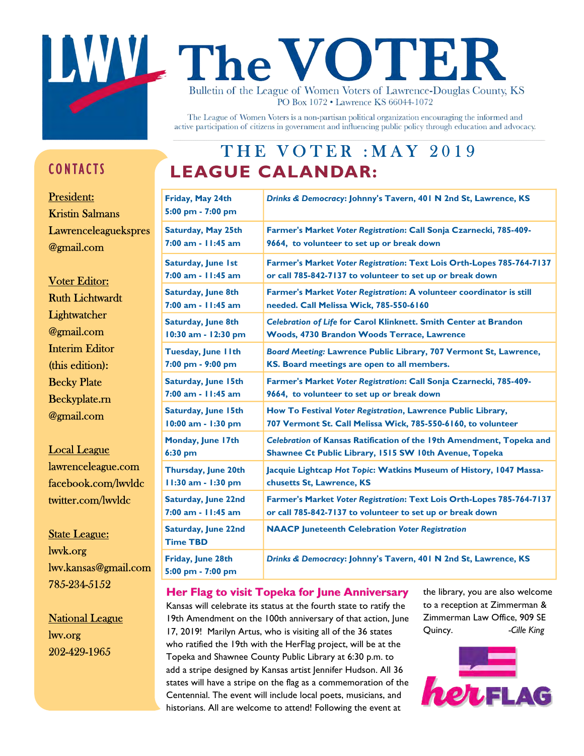# The VOTER

Bulletin of the League of Women Voters of Lawrence-Douglas County, KS
PO Box 1072 • Lawrence KS 66044-1072

The League of Women Voters is a non-partisan political organization encouraging the informed and active participation of citizens in government and influencing public policy through education and advocacy.

## CONTACTS

President:
Kristin Salmans
Lawrenceleagueksspres@gmail.com

Voter Editor:
Ruth Lichtwardt
Lightwatcher@gmail.com
Interim Editor (this edition):
Becky Plate
Beckyplate.rn@gmail.com

Local League
lawrenceleague.com
facebook.com/lwvldc
twitter.com/lwvldc

State League:
lwvk.org
lwv.kansas@gmail.com
785-234-5152

National League
lwv.org
202-429-1965

## THE VOTER :MAY 2019

## LEAGUE CALENDAR:

| | |
|---|---|
| **Friday, May 24th 5:00 pm - 7:00 pm** | ***Drinks & Democracy*: Johnny's Tavern, 401 N 2nd St, Lawrence, KS** |
| **Saturday, May 25th 7:00 am - 11:45 am** | **Farmer's Market *Voter Registration*: Call Sonja Czarnecki, 785-409-9664, to volunteer to set up or break down** |
| **Saturday, June 1st 7:00 am - 11:45 am** | **Farmer's Market *Voter Registration*: Text Lois Orth-Lopes 785-764-7137 or call 785-842-7137 to volunteer to set up or break down** |
| **Saturday, June 8th 7:00 am - 11:45 am** | **Farmer's Market *Voter Registration*: A volunteer coordinator is still needed. Call Melissa Wick, 785-550-6160** |
| **Saturday, June 8th 10:30 am - 12:30 pm** | ***Celebration of Life* for Carol Klinknett. Smith Center at Brandon Woods, 4730 Brandon Woods Terrace, Lawrence** |
| **Tuesday, June 11th 7:00 pm - 9:00 pm** | ***Board Meeting:* Lawrence Public Library, 707 Vermont St, Lawrence, KS. Board meetings are open to all members.** |
| **Saturday, June 15th 7:00 am - 11:45 am** | **Farmer's Market *Voter Registration*: Call Sonja Czarnecki, 785-409-9664, to volunteer to set up or break down** |
| **Saturday, June 15th 10:00 am - 1:30 pm** | **How To Festival *Voter Registration*, Lawrence Public Library, 707 Vermont St. Call Melissa Wick, 785-550-6160, to volunteer** |
| **Monday, June 17th 6:30 pm** | ***Celebration* of Kansas Ratification of the 19th Amendment, Topeka and Shawnee Ct Public Library, 1515 SW 10th Avenue, Topeka** |
| **Thursday, June 20th 11:30 am - 1:30 pm** | **Jacquie Lightcap *Hot Topic*: Watkins Museum of History, 1047 Massachusetts St, Lawrence, KS** |
| **Saturday, June 22nd 7:00 am - 11:45 am** | **Farmer's Market *Voter Registration*: Text Lois Orth-Lopes 785-764-7137 or call 785-842-7137 to volunteer to set up or break down** |
| **Saturday, June 22nd Time TBD** | **NAACP Juneteenth Celebration *Voter Registration*** |
| **Friday, June 28th 5:00 pm - 7:00 pm** | ***Drinks & Democracy*: Johnny's Tavern, 401 N 2nd St, Lawrence, KS** |

### Her Flag to visit Topeka for June Anniversary

Kansas will celebrate its status at the fourth state to ratify the 19th Amendment on the 100th anniversary of that action, June 17, 2019! Marilyn Artus, who is visiting all of the 36 states who ratified the 19th with the HerFlag project, will be at the Topeka and Shawnee County Public Library at 6:30 p.m. to add a stripe designed by Kansas artist Jennifer Hudson. All 36 states will have a stripe on the flag as a commemoration of the Centennial. The event will include local poets, musicians, and historians. All are welcome to attend! Following the event at the library, you are also welcome to a reception at Zimmerman & Zimmerman Law Office, 909 SE Quincy.

*-Cille King*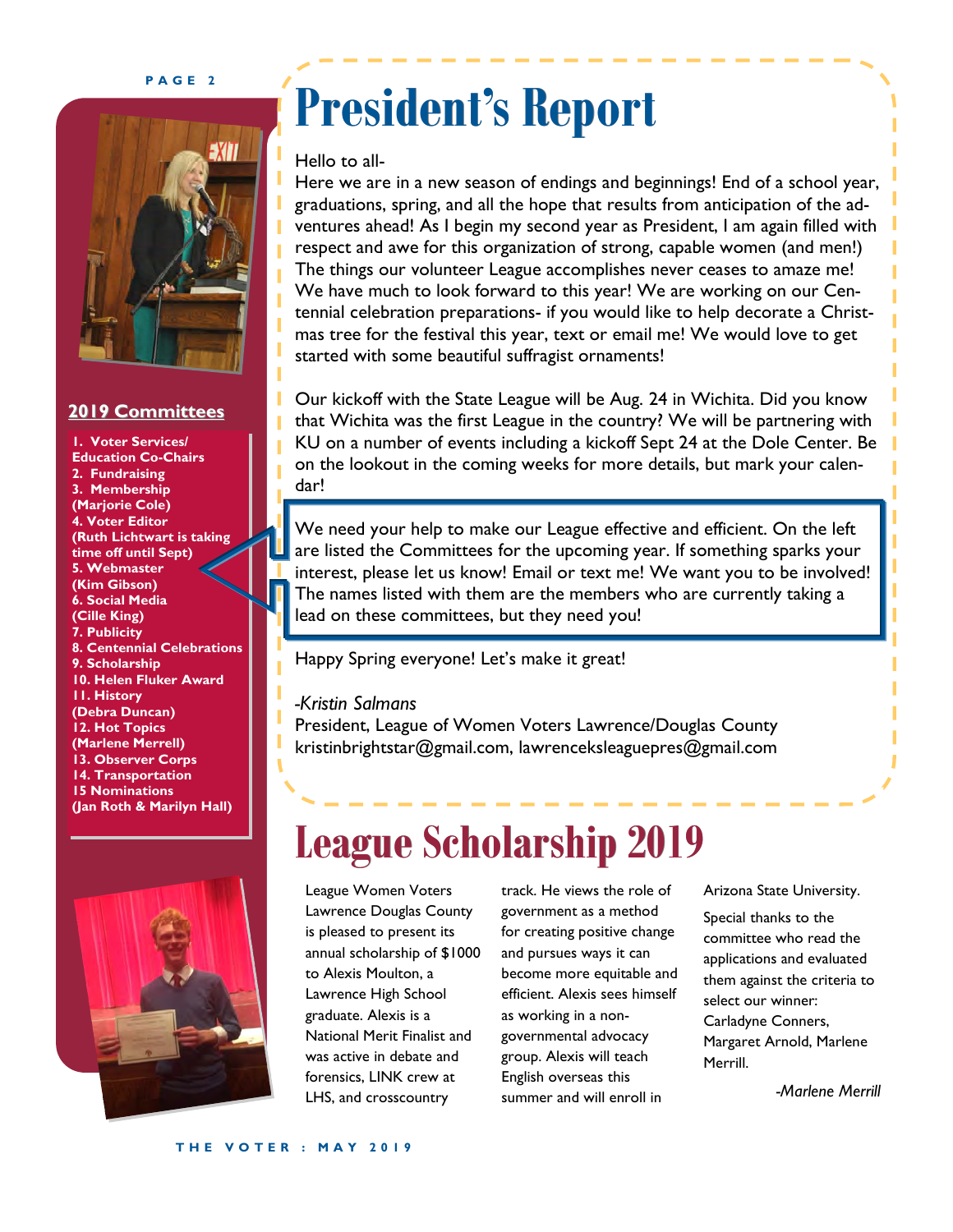# President's Report

Hello to all-

Here we are in a new season of endings and beginnings! End of a school year, graduations, spring, and all the hope that results from anticipation of the adventures ahead! As I begin my second year as President, I am again filled with respect and awe for this organization of strong, capable women (and men!) The things our volunteer League accomplishes never ceases to amaze me! We have much to look forward to this year! We are working on our Centennial celebration preparations- if you would like to help decorate a Christmas tree for the festival this year, text or email me! We would love to get started with some beautiful suffragist ornaments!

Our kickoff with the State League will be Aug. 24 in Wichita. Did you know that Wichita was the first League in the country? We will be partnering with KU on a number of events including a kickoff Sept 24 at the Dole Center. Be on the lookout in the coming weeks for more details, but mark your calendar!

We need your help to make our League effective and efficient. On the left are listed the Committees for the upcoming year. If something sparks your interest, please let us know! Email or text me! We want you to be involved! The names listed with them are the members who are currently taking a lead on these committees, but they need you!

Happy Spring everyone! Let's make it great!

*-Kristin Salmans*
President, League of Women Voters Lawrence/Douglas County
kristinbrightstar@gmail.com, lawrenceksleaguepres@gmail.com

## 2019 Committees

1. **Voter Services/ Education Co-Chairs**
2. **Fundraising**
3. **Membership (Marjorie Cole)**
4. **Voter Editor (Ruth Lichtwart is taking time off until Sept)**
5. **Webmaster (Kim Gibson)**
6. **Social Media (Cille King)**
7. **Publicity**
8. **Centennial Celebrations**
9. **Scholarship**
10. **Helen Fluker Award**
11. **History (Debra Duncan)**
12. **Hot Topics (Marlene Merrell)**
13. **Observer Corps**
14. **Transportation**
15. **Nominations (Jan Roth & Marilyn Hall)**

# League Scholarship 2019

League Women Voters Lawrence Douglas County is pleased to present its annual scholarship of $1000 to Alexis Moulton, a Lawrence High School graduate. Alexis is a National Merit Finalist and was active in debate and forensics, LINK crew at LHS, and crosscountry track. He views the role of government as a method for creating positive change and pursues ways it can become more equitable and efficient. Alexis sees himself as working in a non-governmental advocacy group. Alexis will teach English overseas this summer and will enroll in Arizona State University.

Special thanks to the committee who read the applications and evaluated them against the criteria to select our winner: Carladyne Conners, Margaret Arnold, Marlene Merrill.

*-Marlene Merrill*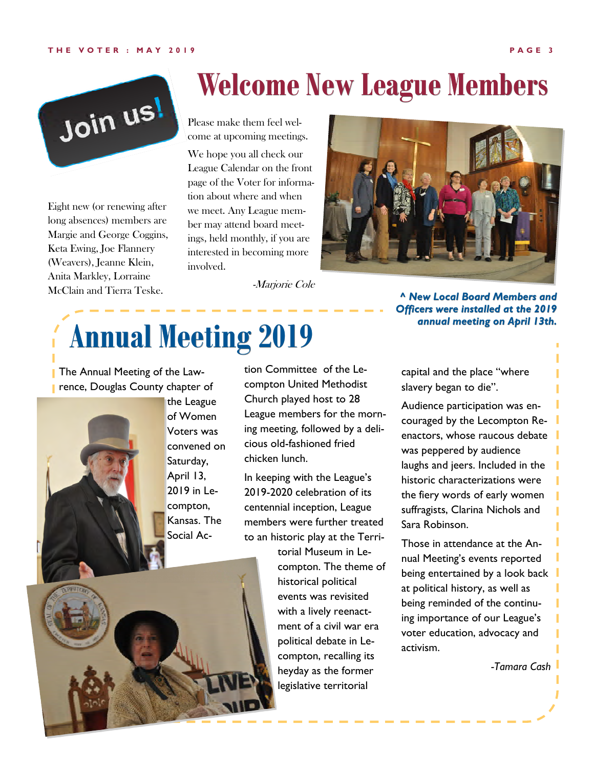# Welcome New League Members

Join us!

Eight new (or renewing after long absences) members are Margie and George Coggins, Keta Ewing, Joe Flannery (Weavers), Jeanne Klein, Anita Markley, Lorraine McClain and Tierra Teske.

Please make them feel welcome at upcoming meetings.

We hope you all check our League Calendar on the front page of the Voter for information about where and when we meet. Any League member may attend board meetings, held monthly, if you are interested in becoming more involved.

*-Marjorie Cole*

***^ New Local Board Members and Officers were installed at the 2019 annual meeting on April 13th.***

# Annual Meeting 2019

The Annual Meeting of the Lawrence, Douglas County chapter of the League of Women Voters was convened on Saturday, April 13, 2019 in Lecompton, Kansas. The Social Action Committee of the Lecompton United Methodist Church played host to 28 League members for the morning meeting, followed by a delicious old-fashioned fried chicken lunch.

In keeping with the League's 2019-2020 celebration of its centennial inception, League members were further treated to an historic play at the Territorial Museum in Lecompton. The theme of historical political events was revisited with a lively reenactment of a civil war era political debate in Lecompton, recalling its heyday as the former legislative territorial capital and the place "where slavery began to die".

Audience participation was encouraged by the Lecompton Reenactors, whose raucous debate was peppered by audience laughs and jeers. Included in the historic characterizations were the fiery words of early women suffragists, Clarina Nichols and Sara Robinson.

Those in attendance at the Annual Meeting's events reported being entertained by a look back at political history, as well as being reminded of the continuing importance of our League's voter education, advocacy and activism.

*-Tamara Cash*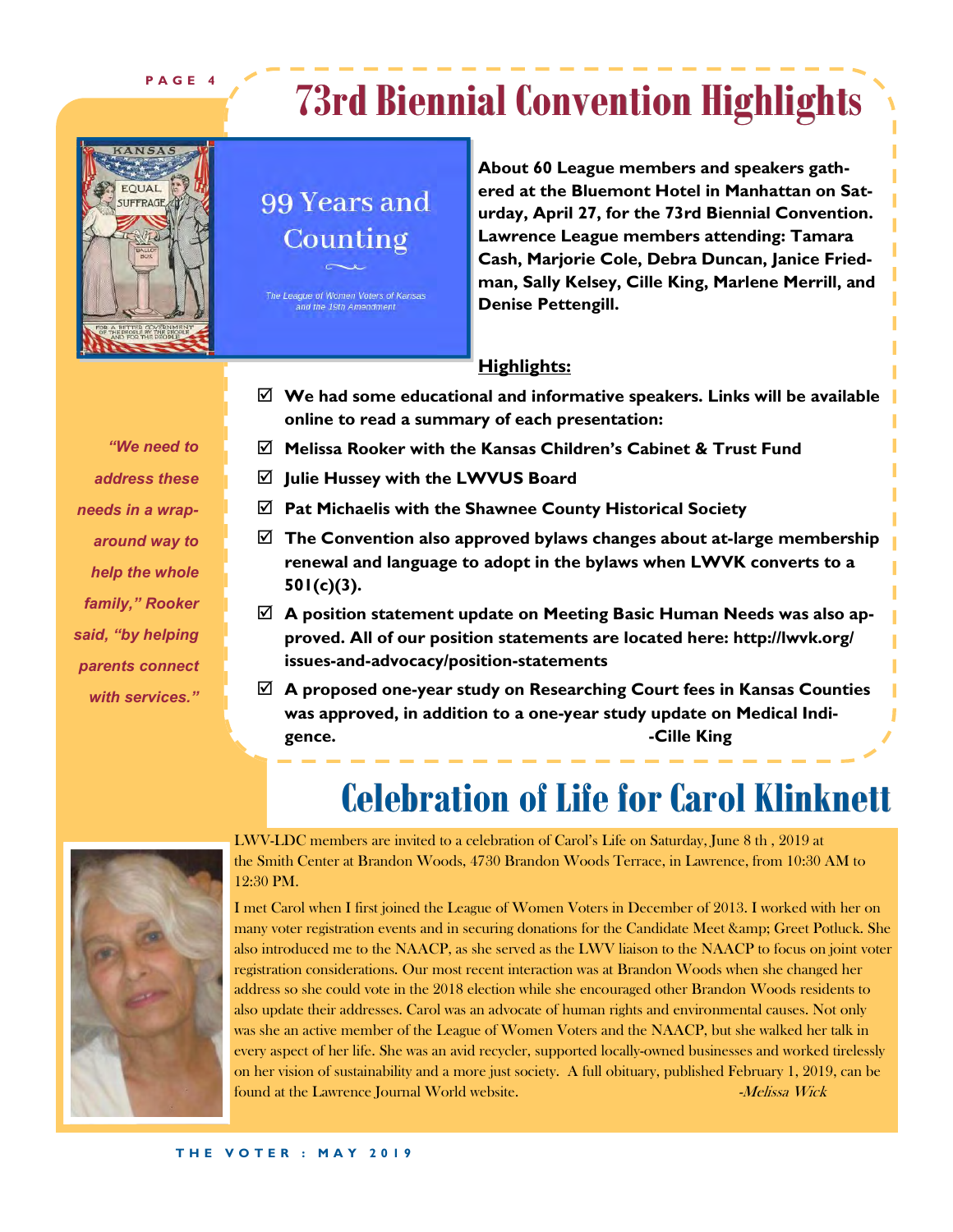# 73rd Biennial Convention Highlights

99 Years and Counting

The League of Women Voters of Kansas and the 19th Amendment

**About 60 League members and speakers gathered at the Bluemont Hotel in Manhattan on Saturday, April 27, for the 73rd Biennial Convention. Lawrence League members attending: Tamara Cash, Marjorie Cole, Debra Duncan, Janice Friedman, Sally Kelsey, Cille King, Marlene Merrill, and Denise Pettengill.**

**Highlights:**

- ☑ **We had some educational and informative speakers. Links will be available online to read a summary of each presentation:**
- ☑ **Melissa Rooker with the Kansas Children's Cabinet & Trust Fund**
- ☑ **Julie Hussey with the LWVUS Board**
- ☑ **Pat Michaelis with the Shawnee County Historical Society**
- ☑ **The Convention also approved bylaws changes about at-large membership renewal and language to adopt in the bylaws when LWVK converts to a 501(c)(3).**
- ☑ **A position statement update on Meeting Basic Human Needs was also approved. All of our position statements are located here: http://lwvk.org/issues-and-advocacy/position-statements**
- ☑ **A proposed one-year study on Researching Court fees in Kansas Counties was approved, in addition to a one-year study update on Medical Indigence.**

**-Cille King**

*"We need to address these needs in a wrap-around way to help the whole family," Rooker said, "by helping parents connect with services."*

# Celebration of Life for Carol Klinknett

LWV-LDC members are invited to a celebration of Carol's Life on Saturday, June 8 th , 2019 at the Smith Center at Brandon Woods, 4730 Brandon Woods Terrace, in Lawrence, from 10:30 AM to 12:30 PM.

I met Carol when I first joined the League of Women Voters in December of 2013. I worked with her on many voter registration events and in securing donations for the Candidate Meet &amp; Greet Potluck. She also introduced me to the NAACP, as she served as the LWV liaison to the NAACP to focus on joint voter registration considerations. Our most recent interaction was at Brandon Woods when she changed her address so she could vote in the 2018 election while she encouraged other Brandon Woods residents to also update their addresses. Carol was an advocate of human rights and environmental causes. Not only was she an active member of the League of Women Voters and the NAACP, but she walked her talk in every aspect of her life. She was an avid recycler, supported locally-owned businesses and worked tirelessly on her vision of sustainability and a more just society. A full obituary, published February 1, 2019, can be found at the Lawrence Journal World website.

*-Melissa Wick*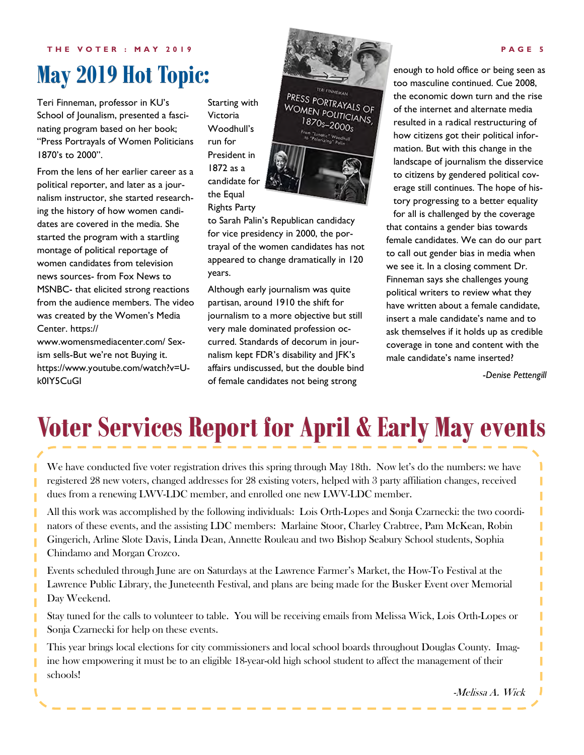# May 2019 Hot Topic:

Teri Finneman, professor in KU's School of Jounalism, presented a fascinating program based on her book; "Press Portraits of Women Politicians 1870's to 2000".

From the lens of her earlier career as a political reporter, and later as a journalism instructor, she started researching the history of how women candidates are covered in the media. She started the program with a startling montage of political reportage of women candidates from television news sources- from Fox News to MSNBC- that elicited strong reactions from the audience members. The video was created by the Women's Media Center. https://www.womensmediacenter.com/ Sexism sells-But we're not Buying it. https://www.youtube.com/watch?v=U-k0IY5CuGI

Starting with Victoria Woodhull's run for President in 1872 as a candidate for the Equal Rights Party to Sarah Palin's Republican candidacy for vice presidency in 2000, the portrayal of the women candidates has not appeared to change dramatically in 120 years.

Although early journalism was quite partisan, around 1910 the shift for journalism to a more objective but still very male dominated profession occurred. Standards of decorum in journalism kept FDR's disability and JFK's affairs undiscussed, but the double bind of female candidates not being strong enough to hold office or being seen as too masculine continued. Cue 2008, the economic down turn and the rise of the internet and alternate media resulted in a radical restructuring of how citizens got their political information. But with this change in the landscape of journalism the disservice to citizens by gendered political coverage still continues. The hope of history progressing to a better equality for all is challenged by the coverage that contains a gender bias towards female candidates. We can do our part to call out gender bias in media when we see it. In a closing comment Dr. Finneman says she challenges young political writers to review what they have written about a female candidate, insert a male candidate's name and to ask themselves if it holds up as credible coverage in tone and content with the male candidate's name inserted?

*-Denise Pettengill*

# Voter Services Report for April & Early May events

We have conducted five voter registration drives this spring through May 18th. Now let's do the numbers: we have registered 28 new voters, changed addresses for 28 existing voters, helped with 3 party affiliation changes, received dues from a renewing LWV-LDC member, and enrolled one new LWV-LDC member.

All this work was accomplished by the following individuals: Lois Orth-Lopes and Sonja Czarnecki: the two coordinators of these events, and the assisting LDC members: Marlaine Stoor, Charley Crabtree, Pam McKean, Robin Gingerich, Arline Slote Davis, Linda Dean, Annette Rouleau and two Bishop Seabury School students, Sophia Chindamo and Morgan Crozco.

Events scheduled through June are on Saturdays at the Lawrence Farmer's Market, the How-To Festival at the Lawrence Public Library, the Juneteenth Festival, and plans are being made for the Busker Event over Memorial Day Weekend.

Stay tuned for the calls to volunteer to table. You will be receiving emails from Melissa Wick, Lois Orth-Lopes or Sonja Czarnecki for help on these events.

This year brings local elections for city commissioners and local school boards throughout Douglas County. Imagine how empowering it must be to an eligible 18-year-old high school student to affect the management of their schools!

*-Melissa A. Wick*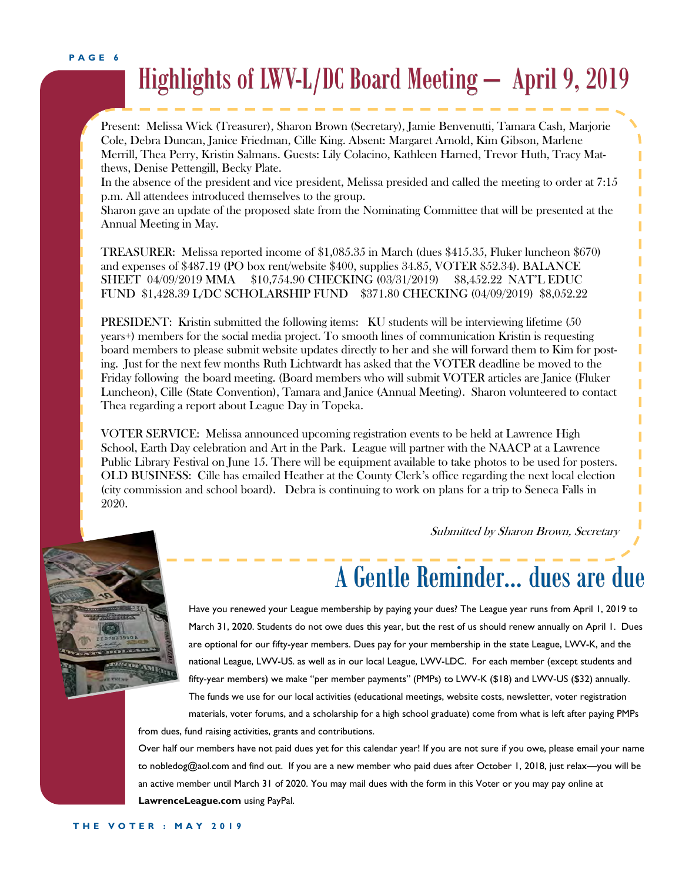# Highlights of LWV-L/DC Board Meeting — April 9, 2019

Present: Melissa Wick (Treasurer), Sharon Brown (Secretary), Jamie Benvenutti, Tamara Cash, Marjorie Cole, Debra Duncan, Janice Friedman, Cille King. Absent: Margaret Arnold, Kim Gibson, Marlene Merrill, Thea Perry, Kristin Salmans. Guests: Lily Colacino, Kathleen Harned, Trevor Huth, Tracy Matthews, Denise Pettengill, Becky Plate.

In the absence of the president and vice president, Melissa presided and called the meeting to order at 7:15 p.m. All attendees introduced themselves to the group.

Sharon gave an update of the proposed slate from the Nominating Committee that will be presented at the Annual Meeting in May.

TREASURER: Melissa reported income of $1,085.35 in March (dues $415.35, Fluker luncheon $670) and expenses of $487.19 (PO box rent/website $400, supplies 34.85, VOTER $52.34). BALANCE SHEET 04/09/2019 MMA $10,754.90 CHECKING (03/31/2019) $8,452.22 NAT'L EDUC FUND $1,428.39 L/DC SCHOLARSHIP FUND $371.80 CHECKING (04/09/2019) $8,052.22

PRESIDENT: Kristin submitted the following items: KU students will be interviewing lifetime (50 years+) members for the social media project. To smooth lines of communication Kristin is requesting board members to please submit website updates directly to her and she will forward them to Kim for posting. Just for the next few months Ruth Lichtwardt has asked that the VOTER deadline be moved to the Friday following the board meeting. (Board members who will submit VOTER articles are Janice (Fluker Luncheon), Cille (State Convention), Tamara and Janice (Annual Meeting). Sharon volunteered to contact Thea regarding a report about League Day in Topeka.

VOTER SERVICE: Melissa announced upcoming registration events to be held at Lawrence High School, Earth Day celebration and Art in the Park. League will partner with the NAACP at a Lawrence Public Library Festival on June 15. There will be equipment available to take photos to be used for posters.

OLD BUSINESS: Cille has emailed Heather at the County Clerk's office regarding the next local election (city commission and school board). Debra is continuing to work on plans for a trip to Seneca Falls in 2020.

*Submitted by Sharon Brown, Secretary*

# A Gentle Reminder… dues are due

Have you renewed your League membership by paying your dues? The League year runs from April 1, 2019 to March 31, 2020. Students do not owe dues this year, but the rest of us should renew annually on April 1. Dues are optional for our fifty-year members. Dues pay for your membership in the state League, LWV-K, and the national League, LWV-US. as well as in our local League, LWV-LDC. For each member (except students and fifty-year members) we make "per member payments" (PMPs) to LWV-K ($18) and LWV-US ($32) annually. The funds we use for our local activities (educational meetings, website costs, newsletter, voter registration materials, voter forums, and a scholarship for a high school graduate) come from what is left after paying PMPs from dues, fund raising activities, grants and contributions.

Over half our members have not paid dues yet for this calendar year! If you are not sure if you owe, please email your name to nobledog@aol.com and find out. If you are a new member who paid dues after October 1, 2018, just relax—you will be an active member until March 31 of 2020. You may mail dues with the form in this Voter or you may pay online at **LawrenceLeague.com** using PayPal.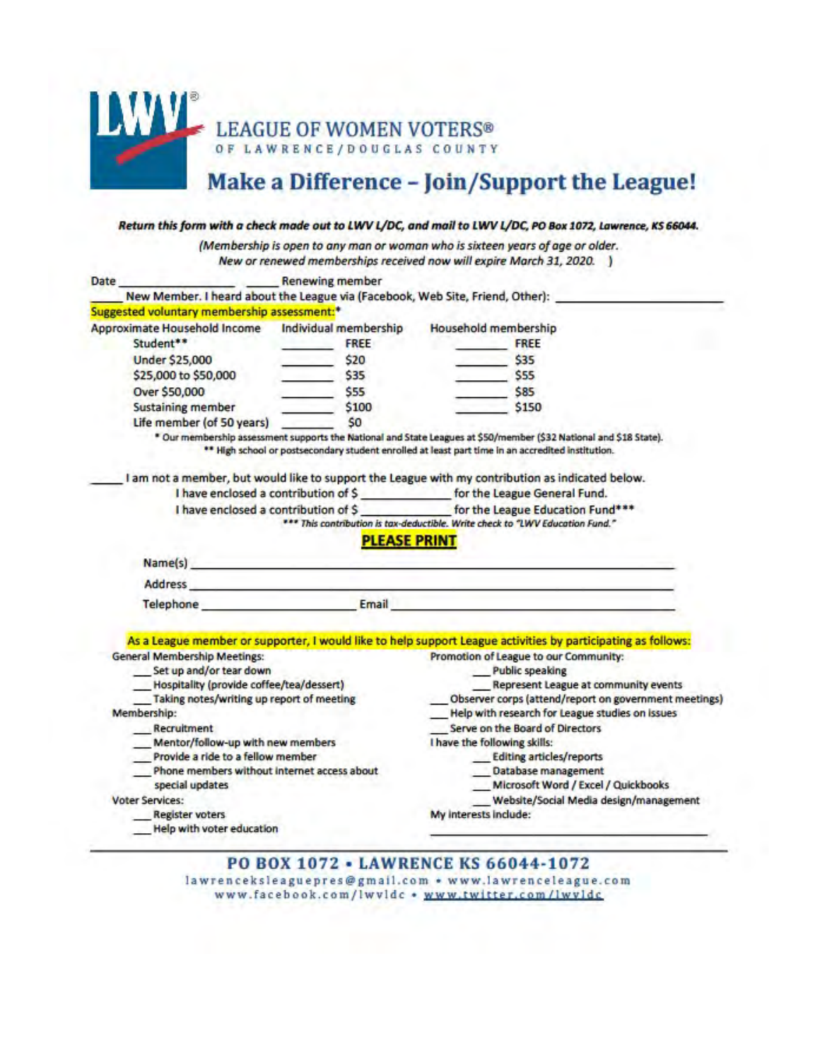# LEAGUE OF WOMEN VOTERS®

OF LAWRENCE/DOUGLAS COUNTY

## Make a Difference – Join/Support the League!

***Return this form with a check made out to LWV L/DC, and mail to LWV L/DC, PO Box 1072, Lawrence, KS 66044.***

*(Membership is open to any man or woman who is sixteen years of age or older. New or renewed memberships received now will expire March 31, 2020. )*

Date ______________ _____ Renewing member

_____ New Member. I heard about the League via (Facebook, Web Site, Friend, Other): ____________________

Suggested voluntary membership assessment:*

| Approximate Household Income | Individual membership | Household membership |
|---|---|---|
| Student** | _______ FREE | _______ FREE |
| Under $25,000 | _______ $20 | _______ $35 |
| $25,000 to $50,000 | _______ $35 | _______ $55 |
| Over $50,000 | _______ $55 | _______ $85 |
| Sustaining member | _______ $100 | _______ $150 |
| Life member (of 50 years) | _______ $0 | |

\* Our membership assessment supports the National and State Leagues at $50/member ($32 National and $18 State).

** High school or postsecondary student enrolled at least part time in an accredited institution.

_____ I am not a member, but would like to support the League with my contribution as indicated below.

I have enclosed a contribution of $ ____________ for the League General Fund.

I have enclosed a contribution of $ ____________ for the League Education Fund***

****** This contribution is tax-deductible. Write check to "LWV Education Fund."***

**PLEASE PRINT**

Name(s) ____________________________________________

Address ____________________________________________

Telephone ____________________ Email ____________________

As a League member or supporter, I would like to help support League activities by participating as follows:

General Membership Meetings:

- ___Set up and/or tear down
- ___Hospitality (provide coffee/tea/dessert)
- ___Taking notes/writing up report of meeting

Membership:

- ___Recruitment
- ___Mentor/follow-up with new members
- ___Provide a ride to a fellow member
- ___Phone members without internet access about special updates

Voter Services:

- ___Register voters
- ___Help with voter education

Promotion of League to our Community:

- ___Public speaking
- ___Represent League at community events

___Observer corps (attend/report on government meetings)

___Help with research for League studies on issues

___Serve on the Board of Directors

I have the following skills:

- ___Editing articles/reports
- ___Database management
- ___Microsoft Word / Excel / Quickbooks
- ___Website/Social Media design/management

My interests include:

____________________________________________

**PO BOX 1072 • LAWRENCE KS 66044-1072**

lawrenceksleaguepres@gmail.com • www.lawrenceleague.com
www.facebook.com/lwvldc • www.twitter.com/lwvldc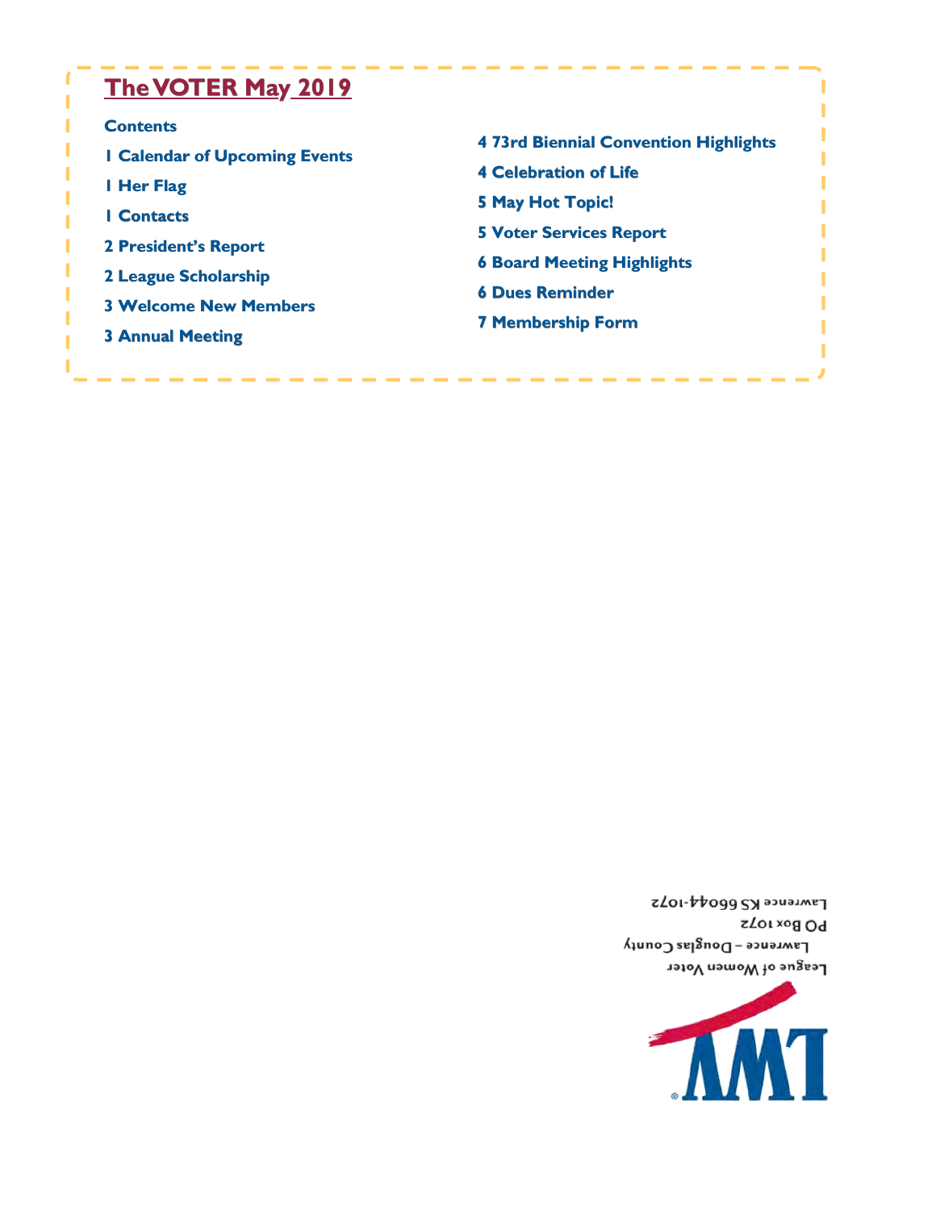## The VOTER May 2019

**Contents**

- **1 Calendar of Upcoming Events**
- **1 Her Flag**
- **1 Contacts**
- **2 President's Report**
- **2 League Scholarship**
- **3 Welcome New Members**
- **3 Annual Meeting**
- **4 73rd Biennial Convention Highlights**
- **4 Celebration of Life**
- **5 May Hot Topic!**
- **5 Voter Services Report**
- **6 Board Meeting Highlights**
- **6 Dues Reminder**
- **7 Membership Form**

League of Women Voter
Lawrence – Douglas County
PO Box 1072
Lawrence KS 66044-1072

LWV